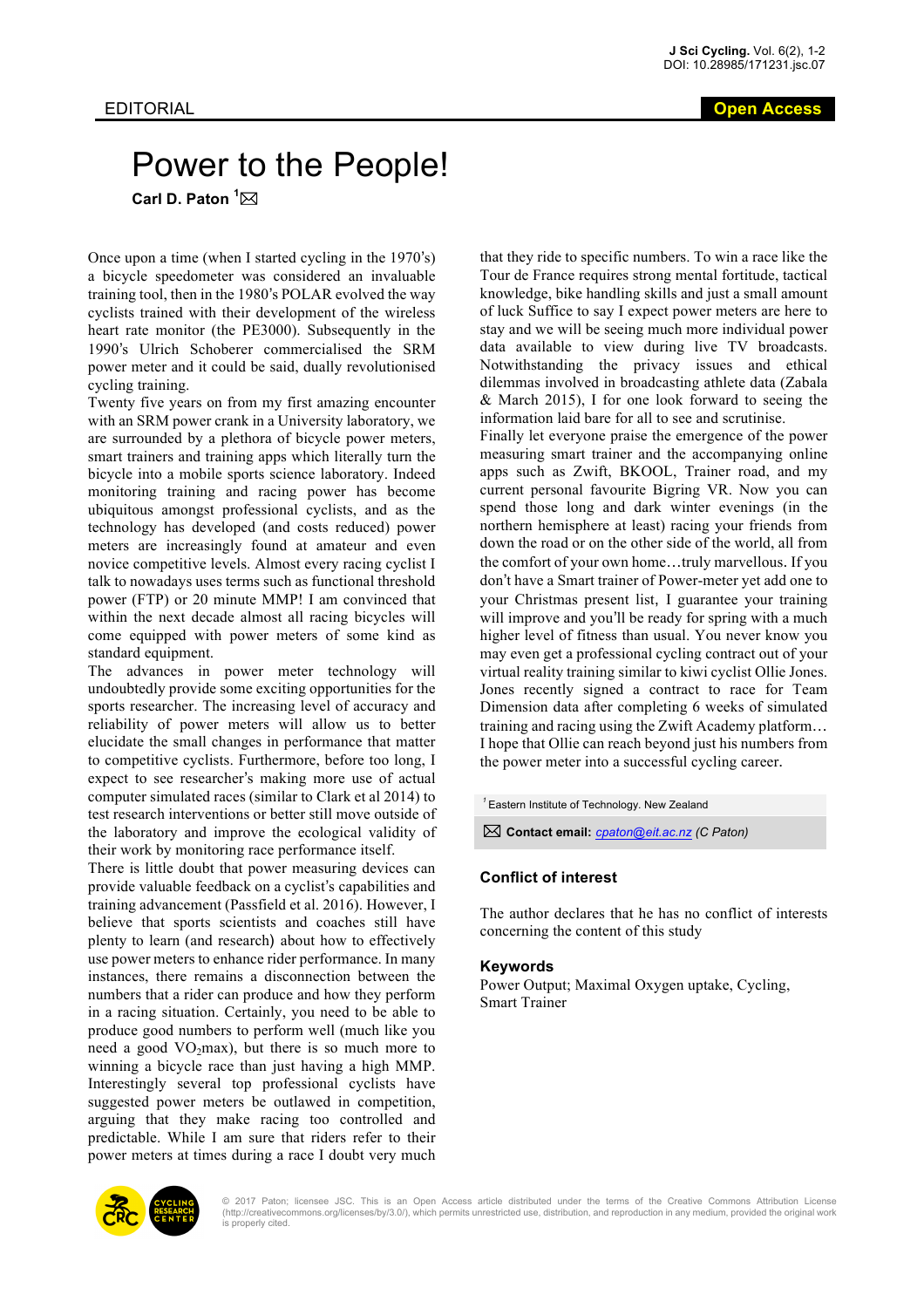EDITORIAL

Open Access

# Power to the People!

**Carl D. Paton** [1]

Once upon a time (when I started cycling in the 1970's) a bicycle speedometer was considered an invaluable training tool, then in the 1980's POLAR evolved the way cyclists trained with their development of the wireless heart rate monitor (the PE3000). Subsequently in the 1990's Ulrich Schoberer commercialised the SRM power meter and it could be said, dually revolutionised cycling training.

Twenty five years on from my first amazing encounter with an SRM power crank in a University laboratory, we are surrounded by a plethora of bicycle power meters, smart trainers and training apps which literally turn the bicycle into a mobile sports science laboratory. Indeed monitoring training and racing power has become ubiquitous amongst professional cyclists, and as the technology has developed (and costs reduced) power meters are increasingly found at amateur and even novice competitive levels. Almost every racing cyclist I talk to nowadays uses terms such as functional threshold power (FTP) or 20 minute MMP! I am convinced that within the next decade almost all racing bicycles will come equipped with power meters of some kind as standard equipment.

The advances in power meter technology will undoubtedly provide some exciting opportunities for the sports researcher. The increasing level of accuracy and reliability of power meters will allow us to better elucidate the small changes in performance that matter to competitive cyclists. Furthermore, before too long, I expect to see researcher's making more use of actual computer simulated races (similar to Clark et al 2014) to test research interventions or better still move outside of the laboratory and improve the ecological validity of their work by monitoring race performance itself.

There is little doubt that power measuring devices can provide valuable feedback on a cyclist's capabilities and training advancement (Passfield et al. 2016). However, I believe that sports scientists and coaches still have plenty to learn (and research) about how to effectively use power meters to enhance rider performance. In many instances, there remains a disconnection between the numbers that a rider can produce and how they perform in a racing situation. Certainly, you need to be able to produce good numbers to perform well (much like you need a good $VO_2$max), but there is so much more to winning a bicycle race than just having a high MMP. Interestingly several top professional cyclists have suggested power meters be outlawed in competition, arguing that they make racing too controlled and predictable. While I am sure that riders refer to their power meters at times during a race I doubt very much that they ride to specific numbers. To win a race like the Tour de France requires strong mental fortitude, tactical knowledge, bike handling skills and just a small amount of luck Suffice to say I expect power meters are here to stay and we will be seeing much more individual power data available to view during live TV broadcasts. Notwithstanding the privacy issues and ethical dilemmas involved in broadcasting athlete data (Zabala & March 2015), I for one look forward to seeing the information laid bare for all to see and scrutinise.

Finally let everyone praise the emergence of the power measuring smart trainer and the accompanying online apps such as Zwift, BKOOL, Trainer road, and my current personal favourite Bigring VR. Now you can spend those long and dark winter evenings (in the northern hemisphere at least) racing your friends from down the road or on the other side of the world, all from the comfort of your own home…truly marvellous. If you don't have a Smart trainer of Power-meter yet add one to your Christmas present list, I guarantee your training will improve and you'll be ready for spring with a much higher level of fitness than usual. You never know you may even get a professional cycling contract out of your virtual reality training similar to kiwi cyclist Ollie Jones. Jones recently signed a contract to race for Team Dimension data after completing 6 weeks of simulated training and racing using the Zwift Academy platform… I hope that Ollie can reach beyond just his numbers from the power meter into a successful cycling career.

[1] Eastern Institute of Technology. New Zealand

**Contact email:** *cpaton@eit.ac.nz* (C Paton)

### Conflict of interest

The author declares that he has no conflict of interests concerning the content of this study

### Keywords

Power Output; Maximal Oxygen uptake, Cycling, Smart Trainer

© 2017 Paton; licensee JSC. This is an Open Access article distributed under the terms of the Creative Commons Attribution License (http://creativecommons.org/licenses/by/3.0/), which permits unrestricted use, distribution, and reproduction in any medium, provided the original work is properly cited.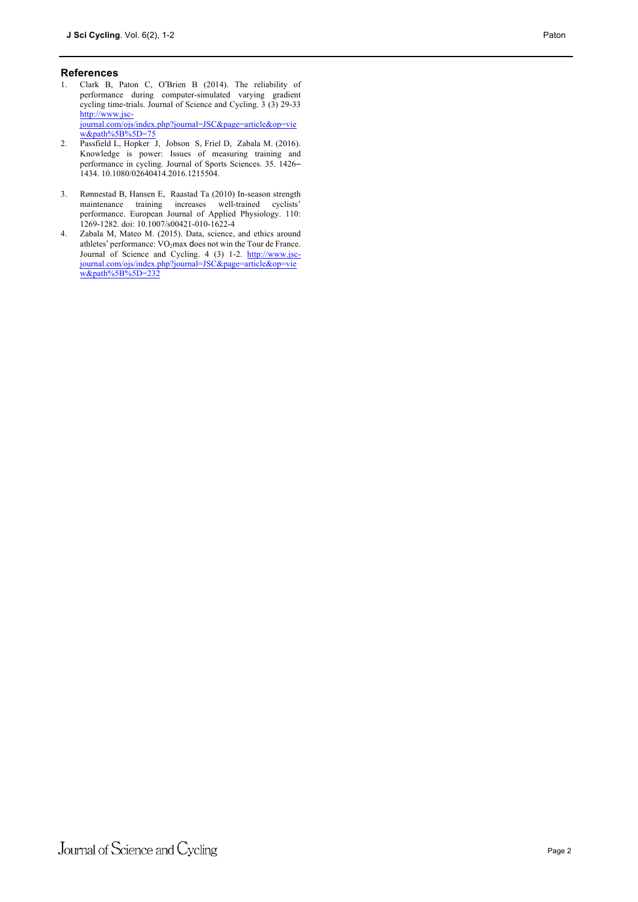## References

1. Clark B, Paton C, O'Brien B (2014). The reliability of performance during computer-simulated varying gradient cycling time-trials. Journal of Science and Cycling. 3 (3) 29-33 http://www.jsc-journal.com/ojs/index.php?journal=JSC&page=article&op=view&path%5B%5D=75
2. Passfield L, Hopker J, Jobson S, Friel D, Zabala M. (2016). Knowledge is power: Issues of measuring training and performance in cycling. Journal of Sports Sciences. 35. 1426–1434. 10.1080/02640414.2016.1215504.
3. Rønnestad B, Hansen E, Raastad Ta (2010) In-season strength maintenance training increases well-trained cyclists' performance. European Journal of Applied Physiology. 110: 1269-1282. doi: 10.1007/s00421-010-1622-4
4. Zabala M, Mateo M. (2015). Data, science, and ethics around athletes' performance: $VO_2$max does not win the Tour de France. Journal of Science and Cycling. 4 (3) 1-2. http://www.jsc-journal.com/ojs/index.php?journal=JSC&page=article&op=view&path%5B%5D=232